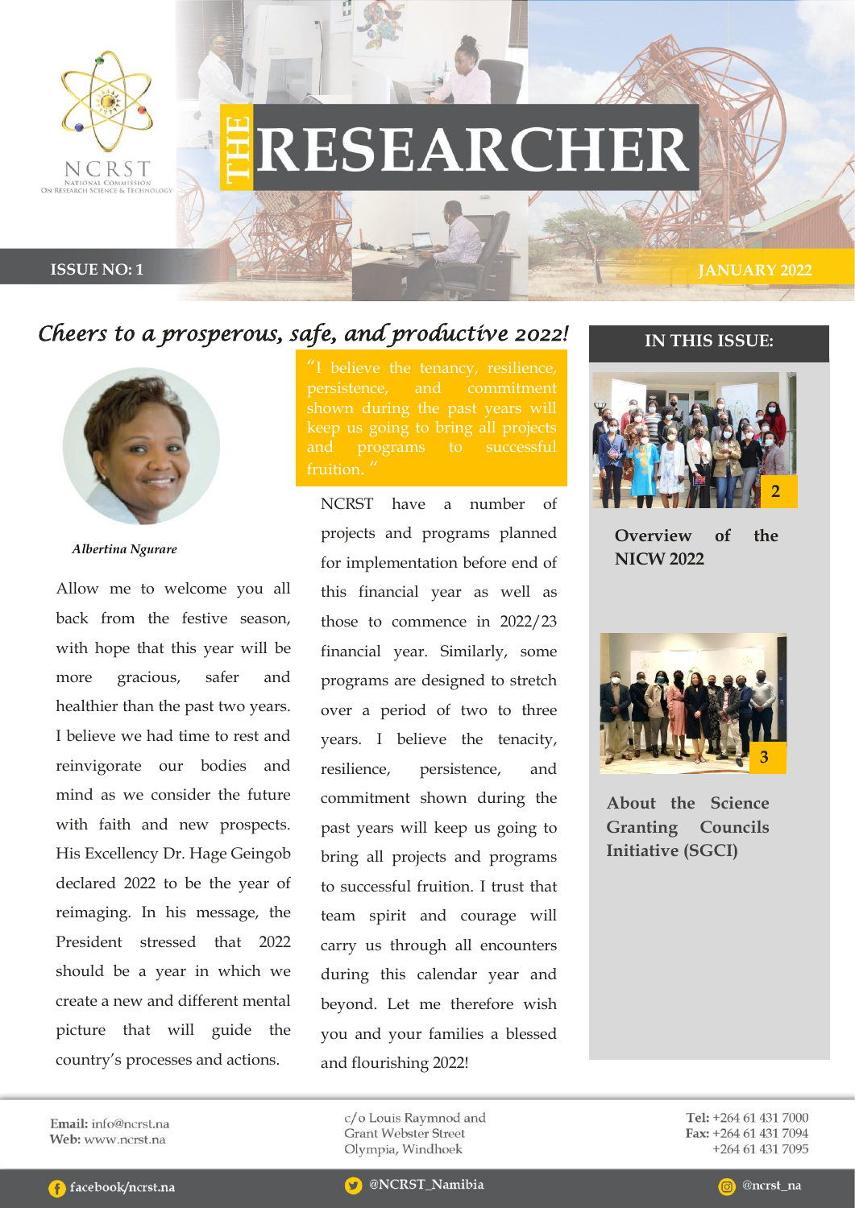# THE RESEARCHER

NCRST
NATIONAL COMMISSION ON RESEARCH SCIENCE & TECHNOLOGY

**ISSUE NO: 1** **JANUARY 2022**

## *Cheers to a prosperous, safe, and productive 2022!*

*Albertina Ngurare*

Allow me to welcome you all back from the festive season, with hope that this year will be more gracious, safer and healthier than the past two years. I believe we had time to rest and reinvigorate our bodies and mind as we consider the future with faith and new prospects. His Excellency Dr. Hage Geingob declared 2022 to be the year of reimaging. In his message, the President stressed that 2022 should be a year in which we create a new and different mental picture that will guide the country's processes and actions.

> "I believe the tenancy, resilience, persistence, and commitment shown during the past years will keep us going to bring all projects and programs to successful fruition. "

NCRST have a number of projects and programs planned for implementation before end of this financial year as well as those to commence in 2022/23 financial year. Similarly, some programs are designed to stretch over a period of two to three years. I believe the tenacity, resilience, persistence, and commitment shown during the past years will keep us going to bring all projects and programs to successful fruition. I trust that team spirit and courage will carry us through all encounters during this calendar year and beyond. Let me therefore wish you and your families a blessed and flourishing 2022!

### IN THIS ISSUE:

- **Overview of the NICW 2022** — 2
- **About the Science Granting Councils Initiative (SGCI)** — 3

**Email:** info@ncrst.na
**Web:** www.ncrst.na

c/o Louis Raymnod and Grant Webster Street
Olympia, Windhoek

**Tel:** +264 61 431 7000
**Fax:** +264 61 431 7094
+264 61 431 7095

facebook/ncrst.na | @NCRST_Namibia | @ncrst_na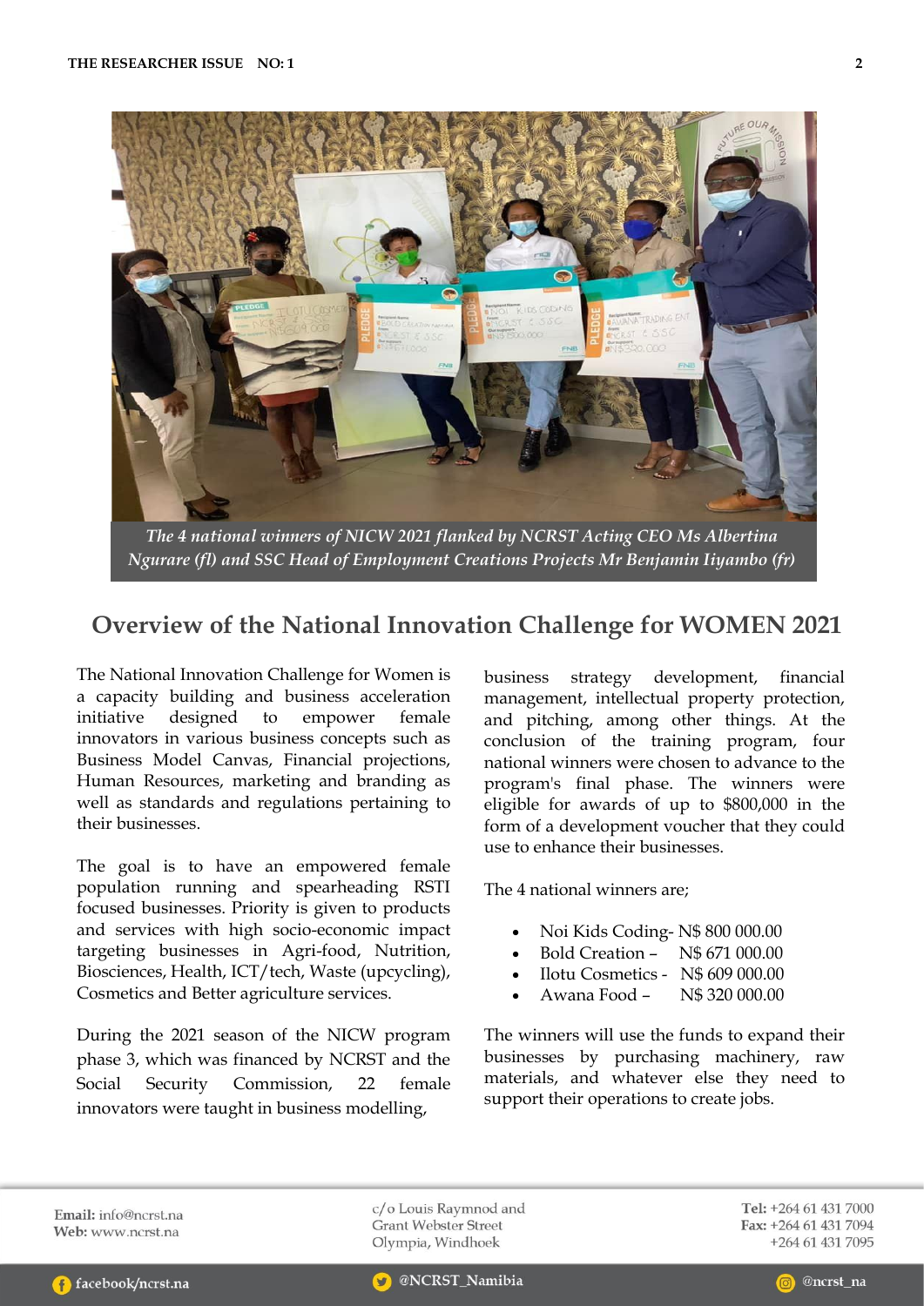*The 4 national winners of NICW 2021 flanked by NCRST Acting CEO Ms Albertina Ngurare (fl) and SSC Head of Employment Creations Projects Mr Benjamin Iiyambo (fr)*

## Overview of the National Innovation Challenge for WOMEN 2021

The National Innovation Challenge for Women is a capacity building and business acceleration initiative designed to empower female innovators in various business concepts such as Business Model Canvas, Financial projections, Human Resources, marketing and branding as well as standards and regulations pertaining to their businesses.

The goal is to have an empowered female population running and spearheading RSTI focused businesses. Priority is given to products and services with high socio-economic impact targeting businesses in Agri-food, Nutrition, Biosciences, Health, ICT/tech, Waste (upcycling), Cosmetics and Better agriculture services.

During the 2021 season of the NICW program phase 3, which was financed by NCRST and the Social Security Commission, 22 female innovators were taught in business modelling, business strategy development, financial management, intellectual property protection, and pitching, among other things. At the conclusion of the training program, four national winners were chosen to advance to the program's final phase. The winners were eligible for awards of up to $800,000 in the form of a development voucher that they could use to enhance their businesses.

The 4 national winners are;

- Noi Kids Coding- N$ 800 000.00
- Bold Creation – N$ 671 000.00
- Ilotu Cosmetics - N$ 609 000.00
- Awana Food – N$ 320 000.00

The winners will use the funds to expand their businesses by purchasing machinery, raw materials, and whatever else they need to support their operations to create jobs.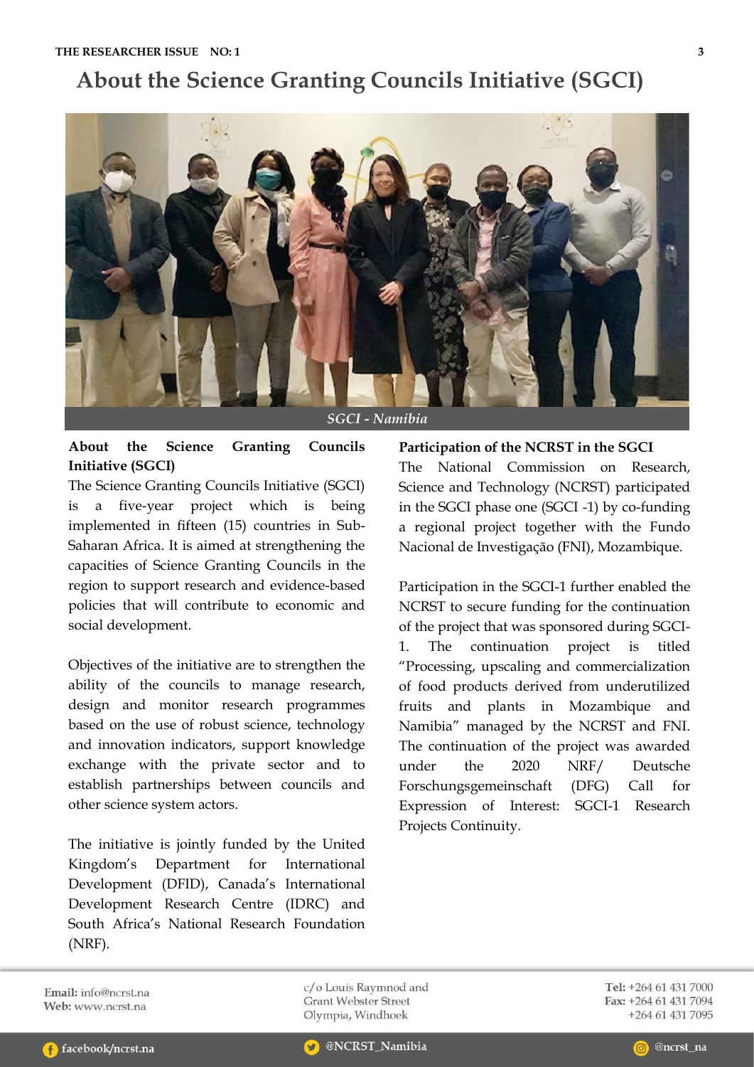# About the Science Granting Councils Initiative (SGCI)

*SGCI - Namibia*

**About the Science Granting Councils Initiative (SGCI)**

The Science Granting Councils Initiative (SGCI) is a five-year project which is being implemented in fifteen (15) countries in Sub-Saharan Africa. It is aimed at strengthening the capacities of Science Granting Councils in the region to support research and evidence-based policies that will contribute to economic and social development.

Objectives of the initiative are to strengthen the ability of the councils to manage research, design and monitor research programmes based on the use of robust science, technology and innovation indicators, support knowledge exchange with the private sector and to establish partnerships between councils and other science system actors.

The initiative is jointly funded by the United Kingdom's Department for International Development (DFID), Canada's International Development Research Centre (IDRC) and South Africa's National Research Foundation (NRF).

**Participation of the NCRST in the SGCI**

The National Commission on Research, Science and Technology (NCRST) participated in the SGCI phase one (SGCI -1) by co-funding a regional project together with the Fundo Nacional de Investigação (FNI), Mozambique.

Participation in the SGCI-1 further enabled the NCRST to secure funding for the continuation of the project that was sponsored during SGCI-1. The continuation project is titled "Processing, upscaling and commercialization of food products derived from underutilized fruits and plants in Mozambique and Namibia" managed by the NCRST and FNI. The continuation of the project was awarded under the 2020 NRF/ Deutsche Forschungsgemeinschaft (DFG) Call for Expression of Interest: SGCI-1 Research Projects Continuity.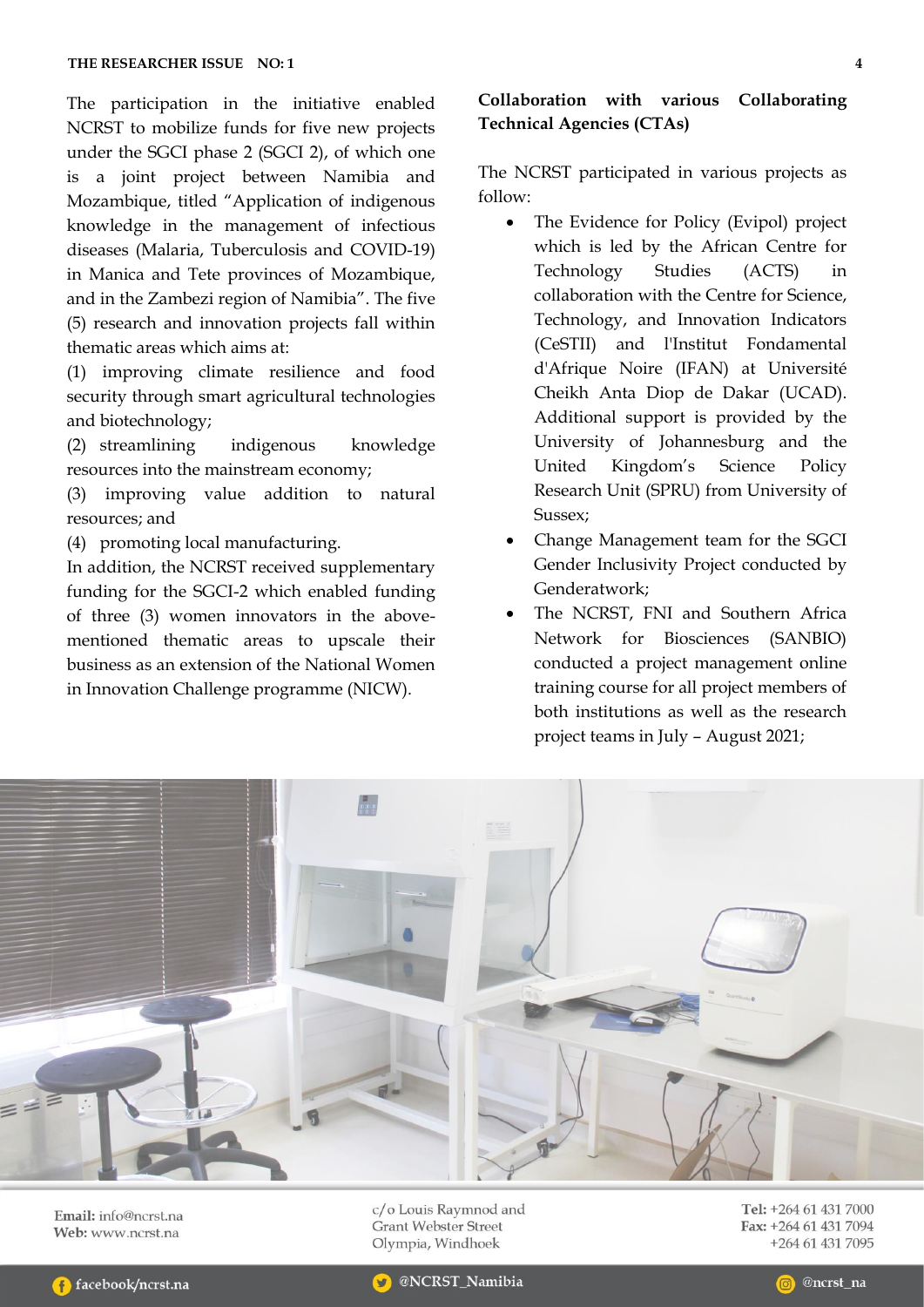The participation in the initiative enabled NCRST to mobilize funds for five new projects under the SGCI phase 2 (SGCI 2), of which one is a joint project between Namibia and Mozambique, titled "Application of indigenous knowledge in the management of infectious diseases (Malaria, Tuberculosis and COVID-19) in Manica and Tete provinces of Mozambique, and in the Zambezi region of Namibia". The five (5) research and innovation projects fall within thematic areas which aims at:

(1) improving climate resilience and food security through smart agricultural technologies and biotechnology;

(2) streamlining indigenous knowledge resources into the mainstream economy;

(3) improving value addition to natural resources; and

(4) promoting local manufacturing.

In addition, the NCRST received supplementary funding for the SGCI-2 which enabled funding of three (3) women innovators in the above-mentioned thematic areas to upscale their business as an extension of the National Women in Innovation Challenge programme (NICW).

**Collaboration with various Collaborating Technical Agencies (CTAs)**

The NCRST participated in various projects as follow:

- The Evidence for Policy (Evipol) project which is led by the African Centre for Technology Studies (ACTS) in collaboration with the Centre for Science, Technology, and Innovation Indicators (CeSTII) and l'Institut Fondamental d'Afrique Noire (IFAN) at Université Cheikh Anta Diop de Dakar (UCAD). Additional support is provided by the University of Johannesburg and the United Kingdom's Science Policy Research Unit (SPRU) from University of Sussex;
- Change Management team for the SGCI Gender Inclusivity Project conducted by Genderatwork;
- The NCRST, FNI and Southern Africa Network for Biosciences (SANBIO) conducted a project management online training course for all project members of both institutions as well as the research project teams in July – August 2021;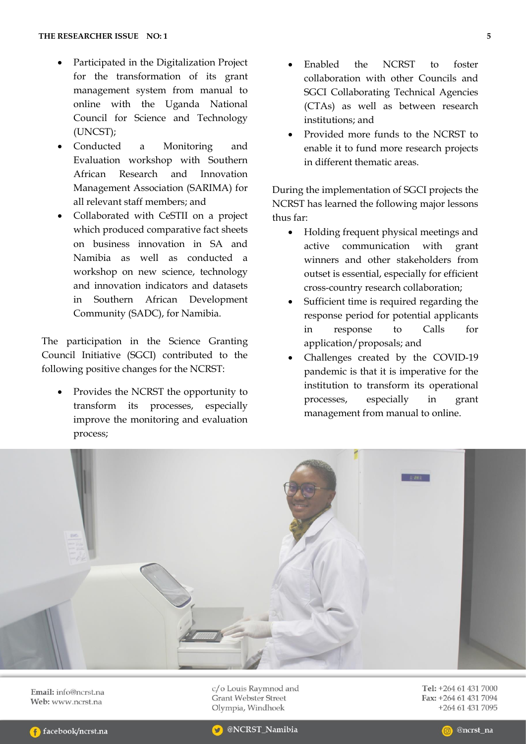- Participated in the Digitalization Project for the transformation of its grant management system from manual to online with the Uganda National Council for Science and Technology (UNCST);
- Conducted a Monitoring and Evaluation workshop with Southern African Research and Innovation Management Association (SARIMA) for all relevant staff members; and
- Collaborated with CeSTII on a project which produced comparative fact sheets on business innovation in SA and Namibia as well as conducted a workshop on new science, technology and innovation indicators and datasets in Southern African Development Community (SADC), for Namibia.

The participation in the Science Granting Council Initiative (SGCI) contributed to the following positive changes for the NCRST:

- Provides the NCRST the opportunity to transform its processes, especially improve the monitoring and evaluation process;
- Enabled the NCRST to foster collaboration with other Councils and SGCI Collaborating Technical Agencies (CTAs) as well as between research institutions; and
- Provided more funds to the NCRST to enable it to fund more research projects in different thematic areas.

During the implementation of SGCI projects the NCRST has learned the following major lessons thus far:

- Holding frequent physical meetings and active communication with grant winners and other stakeholders from outset is essential, especially for efficient cross-country research collaboration;
- Sufficient time is required regarding the response period for potential applicants in response to Calls for application/proposals; and
- Challenges created by the COVID-19 pandemic is that it is imperative for the institution to transform its operational processes, especially in grant management from manual to online.